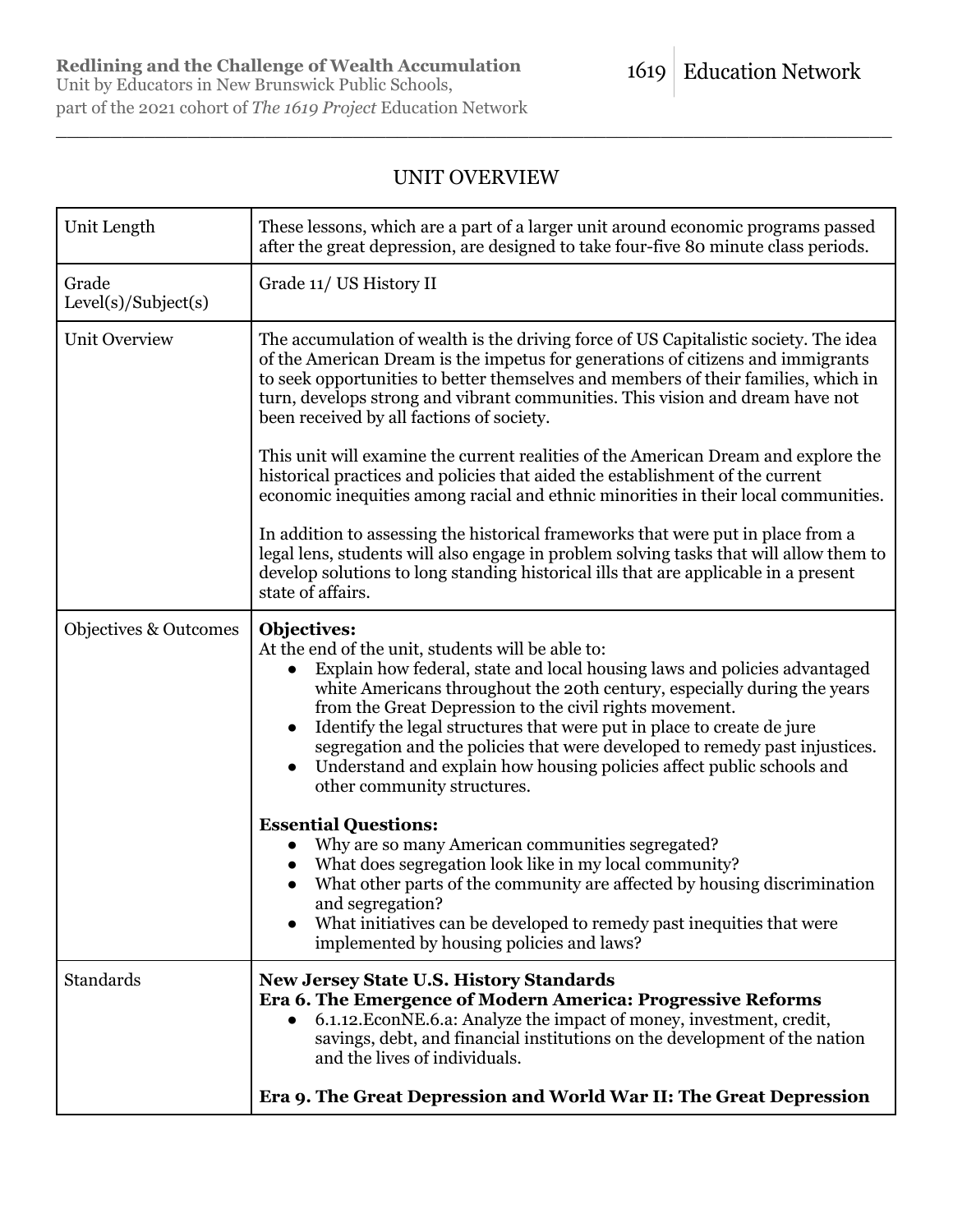**Redlining and the Challenge of Wealth Accumulation**
Unit by Educators in New Brunswick Public Schools,
part of the 2021 cohort of *The 1619 Project* Education Network

1619 | Education Network

## UNIT OVERVIEW

| | |
|---|---|
| Unit Length | These lessons, which are a part of a larger unit around economic programs passed after the great depression, are designed to take four-five 80 minute class periods. |
| Grade Level(s)/Subject(s) | Grade 11/ US History II |
| Unit Overview | The accumulation of wealth is the driving force of US Capitalistic society. The idea of the American Dream is the impetus for generations of citizens and immigrants to seek opportunities to better themselves and members of their families, which in turn, develops strong and vibrant communities. This vision and dream have not been received by all factions of society.<br><br>This unit will examine the current realities of the American Dream and explore the historical practices and policies that aided the establishment of the current economic inequities among racial and ethnic minorities in their local communities.<br><br>In addition to assessing the historical frameworks that were put in place from a legal lens, students will also engage in problem solving tasks that will allow them to develop solutions to long standing historical ills that are applicable in a present state of affairs. |
| Objectives & Outcomes | **Objectives:**<br>At the end of the unit, students will be able to:<br>● Explain how federal, state and local housing laws and policies advantaged white Americans throughout the 20th century, especially during the years from the Great Depression to the civil rights movement.<br>● Identify the legal structures that were put in place to create de jure segregation and the policies that were developed to remedy past injustices.<br>● Understand and explain how housing policies affect public schools and other community structures.<br><br>**Essential Questions:**<br>● Why are so many American communities segregated?<br>● What does segregation look like in my local community?<br>● What other parts of the community are affected by housing discrimination and segregation?<br>● What initiatives can be developed to remedy past inequities that were implemented by housing policies and laws? |
| Standards | **New Jersey State U.S. History Standards**<br>**Era 6. The Emergence of Modern America: Progressive Reforms**<br>● 6.1.12.EconNE.6.a: Analyze the impact of money, investment, credit, savings, debt, and financial institutions on the development of the nation and the lives of individuals.<br><br>**Era 9. The Great Depression and World War II: The Great Depression** |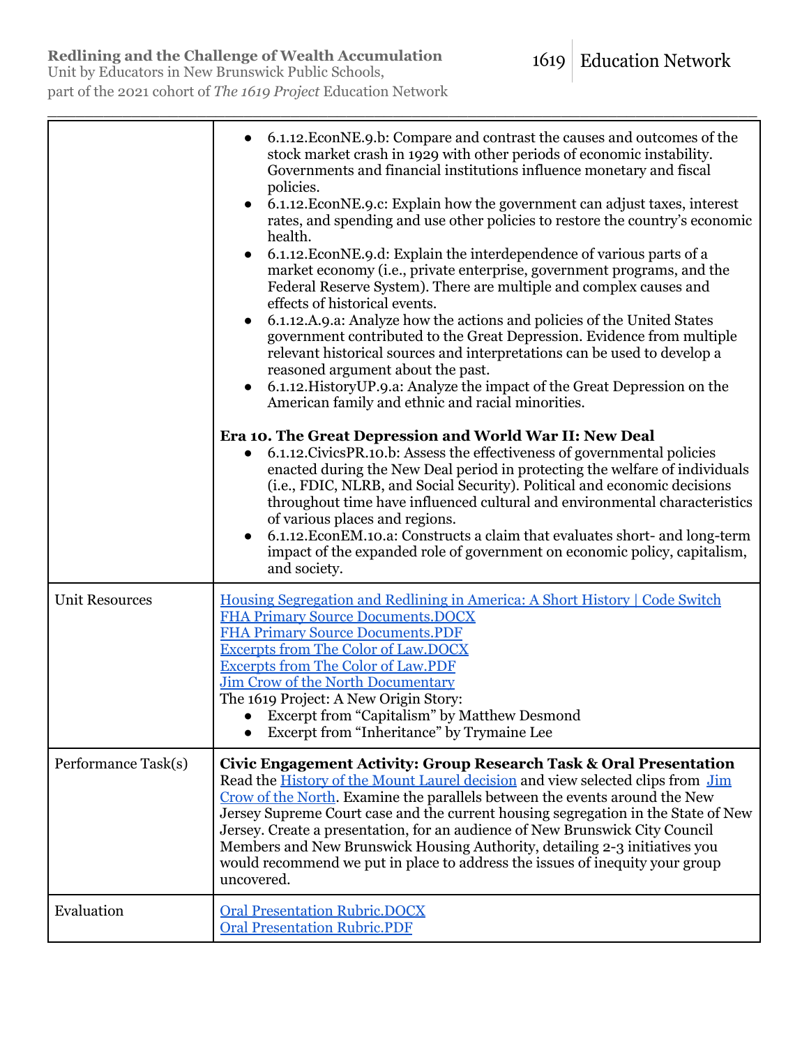| | |
|---|---|
| | • 6.1.12.EconNE.9.b: Compare and contrast the causes and outcomes of the stock market crash in 1929 with other periods of economic instability. Governments and financial institutions influence monetary and fiscal policies.<br>• 6.1.12.EconNE.9.c: Explain how the government can adjust taxes, interest rates, and spending and use other policies to restore the country's economic health.<br>• 6.1.12.EconNE.9.d: Explain the interdependence of various parts of a market economy (i.e., private enterprise, government programs, and the Federal Reserve System). There are multiple and complex causes and effects of historical events.<br>• 6.1.12.A.9.a: Analyze how the actions and policies of the United States government contributed to the Great Depression. Evidence from multiple relevant historical sources and interpretations can be used to develop a reasoned argument about the past.<br>• 6.1.12.HistoryUP.9.a: Analyze the impact of the Great Depression on the American family and ethnic and racial minorities.<br><br>**Era 10. The Great Depression and World War II: New Deal**<br>• 6.1.12.CivicsPR.10.b: Assess the effectiveness of governmental policies enacted during the New Deal period in protecting the welfare of individuals (i.e., FDIC, NLRB, and Social Security). Political and economic decisions throughout time have influenced cultural and environmental characteristics of various places and regions.<br>• 6.1.12.EconEM.10.a: Constructs a claim that evaluates short- and long-term impact of the expanded role of government on economic policy, capitalism, and society. |
| Unit Resources | Housing Segregation and Redlining in America: A Short History \| Code Switch<br>FHA Primary Source Documents.DOCX<br>FHA Primary Source Documents.PDF<br>Excerpts from The Color of Law.DOCX<br>Excerpts from The Color of Law.PDF<br>Jim Crow of the North Documentary<br>The 1619 Project: A New Origin Story:<br>• Excerpt from "Capitalism" by Matthew Desmond<br>• Excerpt from "Inheritance" by Trymaine Lee |
| Performance Task(s) | **Civic Engagement Activity: Group Research Task & Oral Presentation**<br>Read the History of the Mount Laurel decision and view selected clips from Jim Crow of the North. Examine the parallels between the events around the New Jersey Supreme Court case and the current housing segregation in the State of New Jersey. Create a presentation, for an audience of New Brunswick City Council Members and New Brunswick Housing Authority, detailing 2-3 initiatives you would recommend we put in place to address the issues of inequity your group uncovered. |
| Evaluation | Oral Presentation Rubric.DOCX<br>Oral Presentation Rubric.PDF |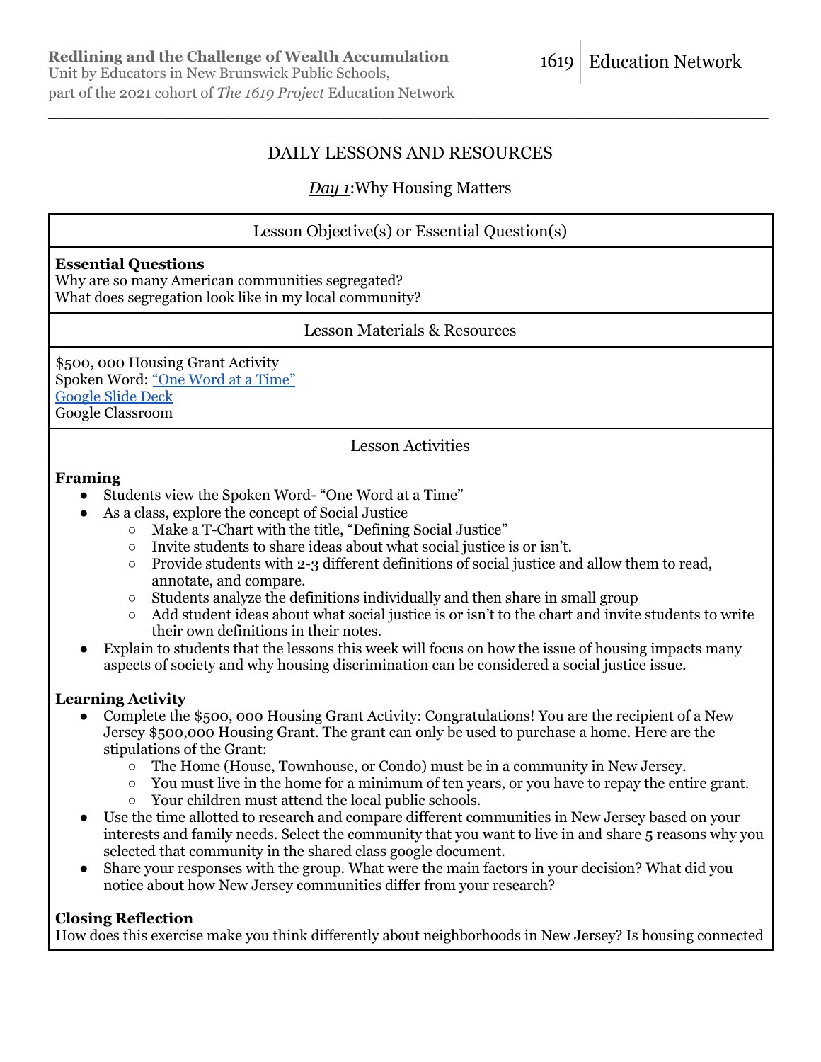# DAILY LESSONS AND RESOURCES

## *Day 1*: Why Housing Matters

### Lesson Objective(s) or Essential Question(s)

**Essential Questions**
Why are so many American communities segregated?
What does segregation look like in my local community?

### Lesson Materials & Resources

$500, 000 Housing Grant Activity
Spoken Word: "One Word at a Time"
Google Slide Deck
Google Classroom

### Lesson Activities

**Framing**

- Students view the Spoken Word- "One Word at a Time"
- As a class, explore the concept of Social Justice
  - Make a T-Chart with the title, "Defining Social Justice"
  - Invite students to share ideas about what social justice is or isn't.
  - Provide students with 2-3 different definitions of social justice and allow them to read, annotate, and compare.
  - Students analyze the definitions individually and then share in small group
  - Add student ideas about what social justice is or isn't to the chart and invite students to write their own definitions in their notes.
- Explain to students that the lessons this week will focus on how the issue of housing impacts many aspects of society and why housing discrimination can be considered a social justice issue.

**Learning Activity**

- Complete the $500, 000 Housing Grant Activity: Congratulations! You are the recipient of a New Jersey $500,000 Housing Grant. The grant can only be used to purchase a home. Here are the stipulations of the Grant:
  - The Home (House, Townhouse, or Condo) must be in a community in New Jersey.
  - You must live in the home for a minimum of ten years, or you have to repay the entire grant.
  - Your children must attend the local public schools.
- Use the time allotted to research and compare different communities in New Jersey based on your interests and family needs. Select the community that you want to live in and share 5 reasons why you selected that community in the shared class google document.
- Share your responses with the group. What were the main factors in your decision? What did you notice about how New Jersey communities differ from your research?

**Closing Reflection**

How does this exercise make you think differently about neighborhoods in New Jersey? Is housing connected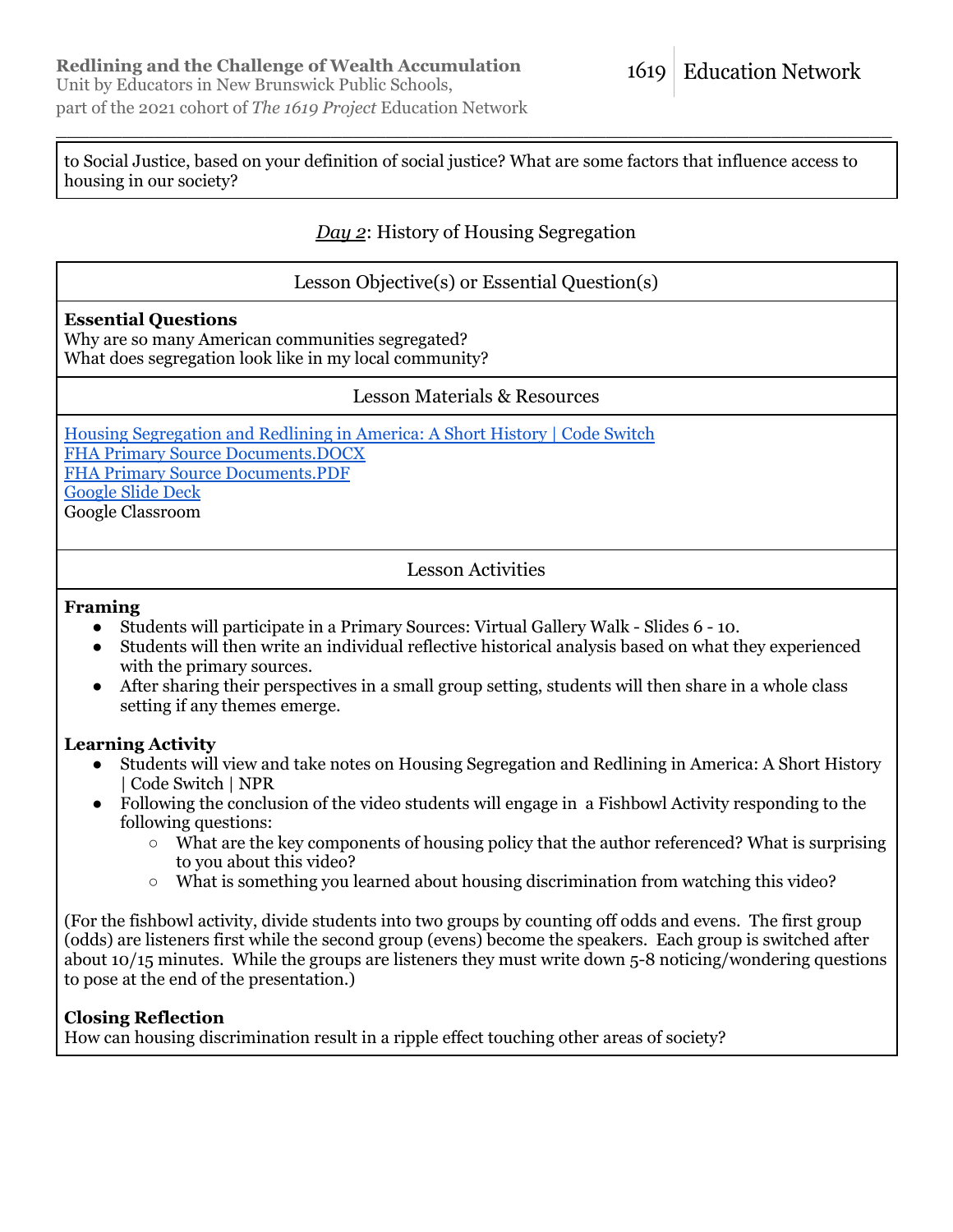to Social Justice, based on your definition of social justice? What are some factors that influence access to housing in our society?

## *Day 2*: History of Housing Segregation

### Lesson Objective(s) or Essential Question(s)

**Essential Questions**
Why are so many American communities segregated?
What does segregation look like in my local community?

### Lesson Materials & Resources

Housing Segregation and Redlining in America: A Short History | Code Switch
FHA Primary Source Documents.DOCX
FHA Primary Source Documents.PDF
Google Slide Deck
Google Classroom

### Lesson Activities

**Framing**

- Students will participate in a Primary Sources: Virtual Gallery Walk - Slides 6 - 10.
- Students will then write an individual reflective historical analysis based on what they experienced with the primary sources.
- After sharing their perspectives in a small group setting, students will then share in a whole class setting if any themes emerge.

**Learning Activity**

- Students will view and take notes on Housing Segregation and Redlining in America: A Short History | Code Switch | NPR
- Following the conclusion of the video students will engage in a Fishbowl Activity responding to the following questions:
  - What are the key components of housing policy that the author referenced? What is surprising to you about this video?
  - What is something you learned about housing discrimination from watching this video?

(For the fishbowl activity, divide students into two groups by counting off odds and evens. The first group (odds) are listeners first while the second group (evens) become the speakers. Each group is switched after about 10/15 minutes. While the groups are listeners they must write down 5-8 noticing/wondering questions to pose at the end of the presentation.)

**Closing Reflection**
How can housing discrimination result in a ripple effect touching other areas of society?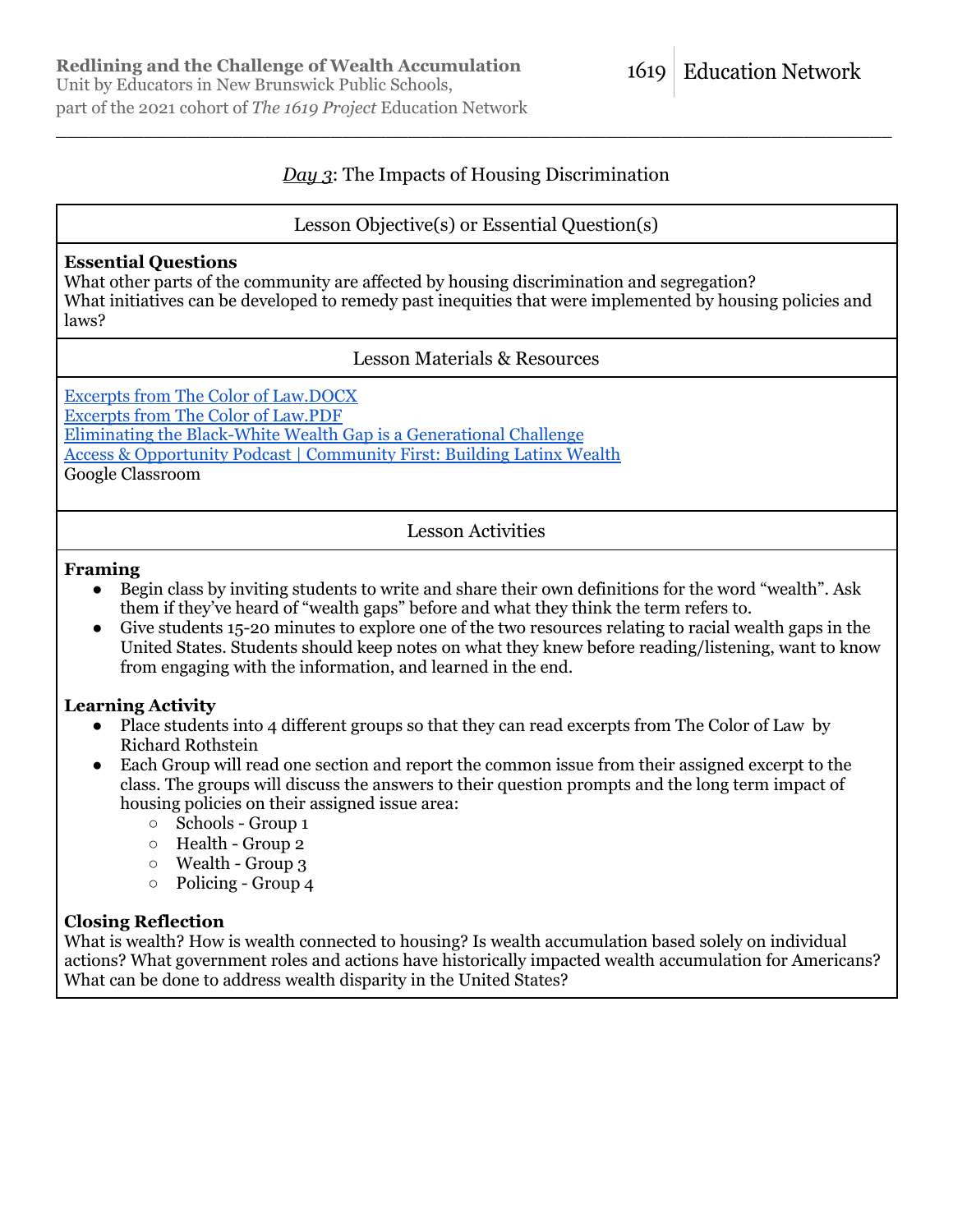## *Day 3*: The Impacts of Housing Discrimination

### Lesson Objective(s) or Essential Question(s)

**Essential Questions**

What other parts of the community are affected by housing discrimination and segregation?
What initiatives can be developed to remedy past inequities that were implemented by housing policies and laws?

### Lesson Materials & Resources

Excerpts from The Color of Law.DOCX
Excerpts from The Color of Law.PDF
Eliminating the Black-White Wealth Gap is a Generational Challenge
Access & Opportunity Podcast | Community First: Building Latinx Wealth
Google Classroom

### Lesson Activities

**Framing**

- Begin class by inviting students to write and share their own definitions for the word "wealth". Ask them if they've heard of "wealth gaps" before and what they think the term refers to.
- Give students 15-20 minutes to explore one of the two resources relating to racial wealth gaps in the United States. Students should keep notes on what they knew before reading/listening, want to know from engaging with the information, and learned in the end.

**Learning Activity**

- Place students into 4 different groups so that they can read excerpts from The Color of Law by Richard Rothstein
- Each Group will read one section and report the common issue from their assigned excerpt to the class. The groups will discuss the answers to their question prompts and the long term impact of housing policies on their assigned issue area:
  - Schools - Group 1
  - Health - Group 2
  - Wealth - Group 3
  - Policing - Group 4

**Closing Reflection**

What is wealth? How is wealth connected to housing? Is wealth accumulation based solely on individual actions? What government roles and actions have historically impacted wealth accumulation for Americans? What can be done to address wealth disparity in the United States?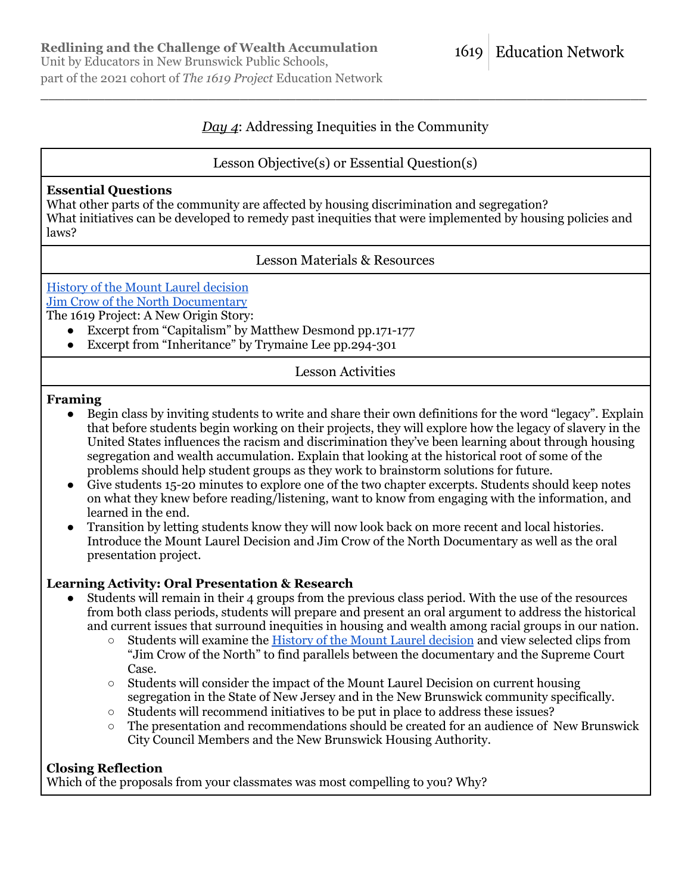## *Day 4*: Addressing Inequities in the Community

### Lesson Objective(s) or Essential Question(s)

**Essential Questions**

What other parts of the community are affected by housing discrimination and segregation?

What initiatives can be developed to remedy past inequities that were implemented by housing policies and laws?

### Lesson Materials & Resources

[History of the Mount Laurel decision]

[Jim Crow of the North Documentary]

The 1619 Project: A New Origin Story:

- Excerpt from "Capitalism" by Matthew Desmond pp.171-177
- Excerpt from "Inheritance" by Trymaine Lee pp.294-301

### Lesson Activities

**Framing**

- Begin class by inviting students to write and share their own definitions for the word "legacy". Explain that before students begin working on their projects, they will explore how the legacy of slavery in the United States influences the racism and discrimination they've been learning about through housing segregation and wealth accumulation. Explain that looking at the historical root of some of the problems should help student groups as they work to brainstorm solutions for future.
- Give students 15-20 minutes to explore one of the two chapter excerpts. Students should keep notes on what they knew before reading/listening, want to know from engaging with the information, and learned in the end.
- Transition by letting students know they will now look back on more recent and local histories. Introduce the Mount Laurel Decision and Jim Crow of the North Documentary as well as the oral presentation project.

**Learning Activity: Oral Presentation & Research**

- Students will remain in their 4 groups from the previous class period. With the use of the resources from both class periods, students will prepare and present an oral argument to address the historical and current issues that surround inequities in housing and wealth among racial groups in our nation.
  - Students will examine the [History of the Mount Laurel decision] and view selected clips from "Jim Crow of the North" to find parallels between the documentary and the Supreme Court Case.
  - Students will consider the impact of the Mount Laurel Decision on current housing segregation in the State of New Jersey and in the New Brunswick community specifically.
  - Students will recommend initiatives to be put in place to address these issues?
  - The presentation and recommendations should be created for an audience of New Brunswick City Council Members and the New Brunswick Housing Authority.

**Closing Reflection**

Which of the proposals from your classmates was most compelling to you? Why?